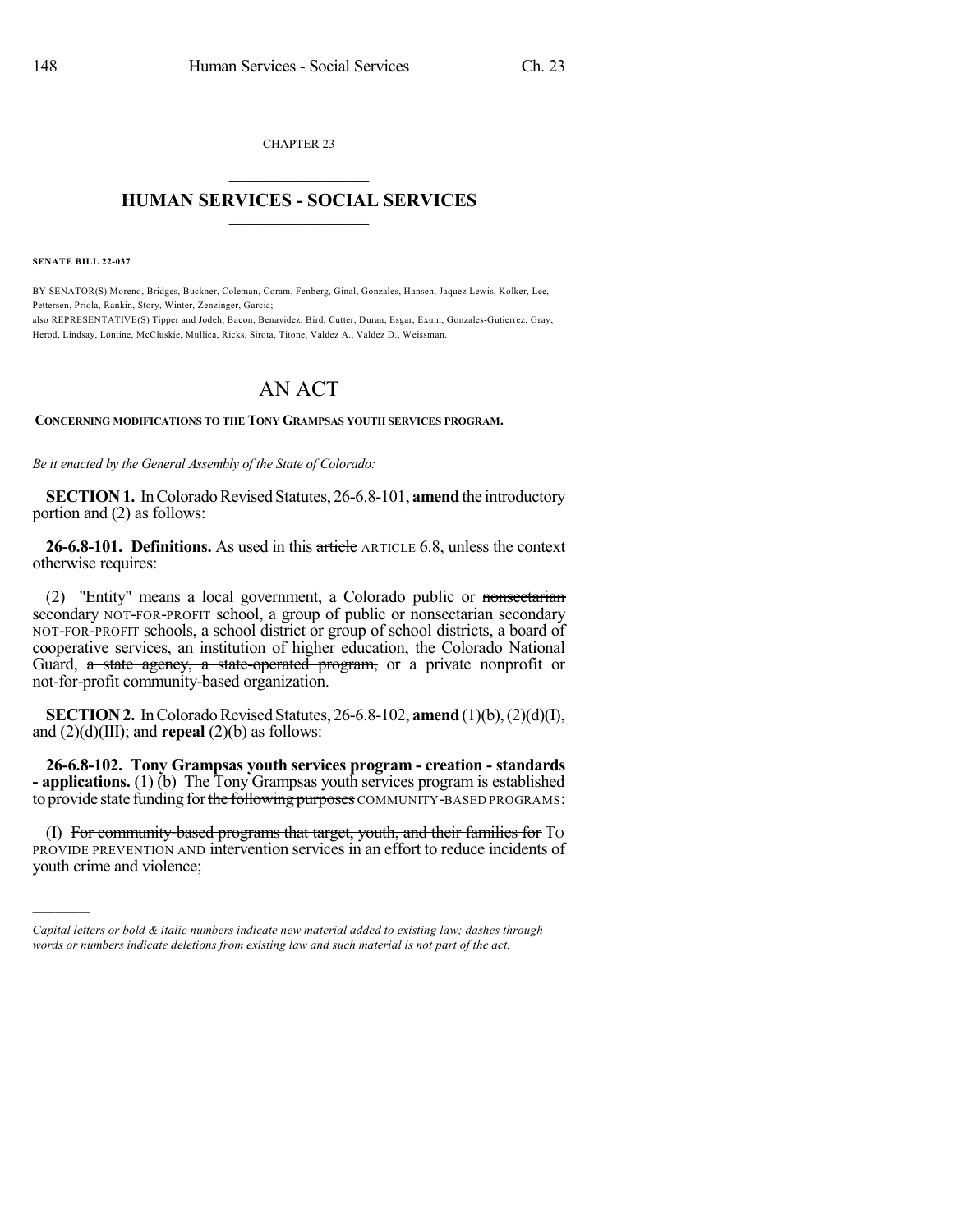CHAPTER 23

## HUMAN SERVICES - SOCIAL SERVICES

**SENATE BILL 22-037**

BY SENATOR(S) Moreno, Bridges, Buckner, Coleman, Coram, Fenberg, Ginal, Gonzales, Hansen, Jaquez Lewis, Kolker, Lee, Pettersen, Priola, Rankin, Story, Winter, Zenzinger, Garcia;
also REPRESENTATIVE(S) Tipper and Jodeh, Bacon, Benavidez, Bird, Cutter, Duran, Esgar, Exum, Gonzales-Gutierrez, Gray, Herod, Lindsay, Lontine, McCluskie, Mullica, Ricks, Sirota, Titone, Valdez A., Valdez D., Weissman.

# AN ACT

**CONCERNING MODIFICATIONS TO THE TONY GRAMPSAS YOUTH SERVICES PROGRAM.**

*Be it enacted by the General Assembly of the State of Colorado:*

**SECTION 1.** In Colorado Revised Statutes, 26-6.8-101, **amend** the introductory portion and (2) as follows:

**26-6.8-101. Definitions.** As used in this ~~article~~ ARTICLE 6.8, unless the context otherwise requires:

(2) "Entity" means a local government, a Colorado public or ~~nonsectarian secondary~~ NOT-FOR-PROFIT school, a group of public or ~~nonsectarian secondary~~ NOT-FOR-PROFIT schools, a school district or group of school districts, a board of cooperative services, an institution of higher education, the Colorado National Guard, ~~a state agency, a state-operated program,~~ or a private nonprofit or not-for-profit community-based organization.

**SECTION 2.** In Colorado Revised Statutes, 26-6.8-102, **amend** (1)(b), (2)(d)(I), and (2)(d)(III); and **repeal** (2)(b) as follows:

**26-6.8-102. Tony Grampsas youth services program - creation - standards - applications.** (1) (b) The Tony Grampsas youth services program is established to provide state funding for ~~the following purposes~~ COMMUNITY-BASED PROGRAMS:

(I) ~~For community-based programs that target, youth, and their families for~~ TO PROVIDE PREVENTION AND intervention services in an effort to reduce incidents of youth crime and violence;

*Capital letters or bold & italic numbers indicate new material added to existing law; dashes through words or numbers indicate deletions from existing law and such material is not part of the act.*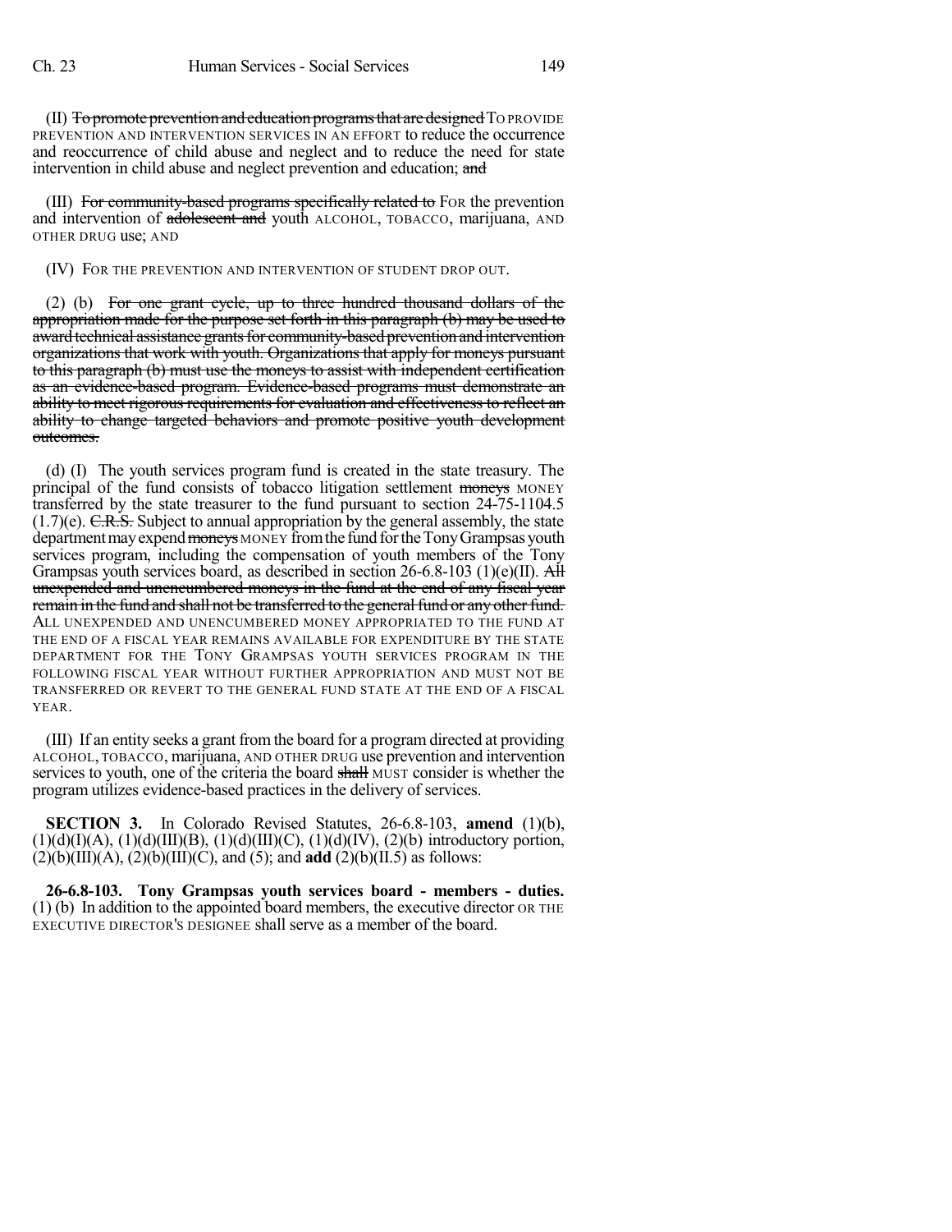(II) ~~To promote prevention and education programs that are designed~~ TO PROVIDE PREVENTION AND INTERVENTION SERVICES IN AN EFFORT to reduce the occurrence and reoccurrence of child abuse and neglect and to reduce the need for state intervention in child abuse and neglect prevention and education; ~~and~~

(III) ~~For community-based programs specifically related to~~ FOR the prevention and intervention of ~~adolescent and~~ youth ALCOHOL, TOBACCO, marijuana, AND OTHER DRUG use; AND

(IV) FOR THE PREVENTION AND INTERVENTION OF STUDENT DROP OUT.

(2) (b) ~~For one grant cycle, up to three hundred thousand dollars of the appropriation made for the purpose set forth in this paragraph (b) may be used to award technical assistance grants for community-based prevention and intervention organizations that work with youth. Organizations that apply for moneys pursuant to this paragraph (b) must use the moneys to assist with independent certification as an evidence-based program. Evidence-based programs must demonstrate an ability to meet rigorous requirements for evaluation and effectiveness to reflect an ability to change targeted behaviors and promote positive youth development outcomes.~~

(d) (I) The youth services program fund is created in the state treasury. The principal of the fund consists of tobacco litigation settlement ~~moneys~~ MONEY transferred by the state treasurer to the fund pursuant to section 24-75-1104.5 (1.7)(e). ~~C.R.S.~~ Subject to annual appropriation by the general assembly, the state department may expend ~~moneys~~ MONEY from the fund for the Tony Grampsas youth services program, including the compensation of youth members of the Tony Grampsas youth services board, as described in section 26-6.8-103 (1)(e)(II). ~~All unexpended and unencumbered moneys in the fund at the end of any fiscal year remain in the fund and shall not be transferred to the general fund or any other fund.~~ ALL UNEXPENDED AND UNENCUMBERED MONEY APPROPRIATED TO THE FUND AT THE END OF A FISCAL YEAR REMAINS AVAILABLE FOR EXPENDITURE BY THE STATE DEPARTMENT FOR THE TONY GRAMPSAS YOUTH SERVICES PROGRAM IN THE FOLLOWING FISCAL YEAR WITHOUT FURTHER APPROPRIATION AND MUST NOT BE TRANSFERRED OR REVERT TO THE GENERAL FUND STATE AT THE END OF A FISCAL YEAR.

(III) If an entity seeks a grant from the board for a program directed at providing ALCOHOL, TOBACCO, marijuana, AND OTHER DRUG use prevention and intervention services to youth, one of the criteria the board ~~shall~~ MUST consider is whether the program utilizes evidence-based practices in the delivery of services.

**SECTION 3.** In Colorado Revised Statutes, 26-6.8-103, **amend** (1)(b), (1)(d)(I)(A), (1)(d)(III)(B), (1)(d)(III)(C), (1)(d)(IV), (2)(b) introductory portion, (2)(b)(III)(A), (2)(b)(III)(C), and (5); and **add** (2)(b)(II.5) as follows:

**26-6.8-103. Tony Grampsas youth services board - members - duties.** (1) (b) In addition to the appointed board members, the executive director OR THE EXECUTIVE DIRECTOR'S DESIGNEE shall serve as a member of the board.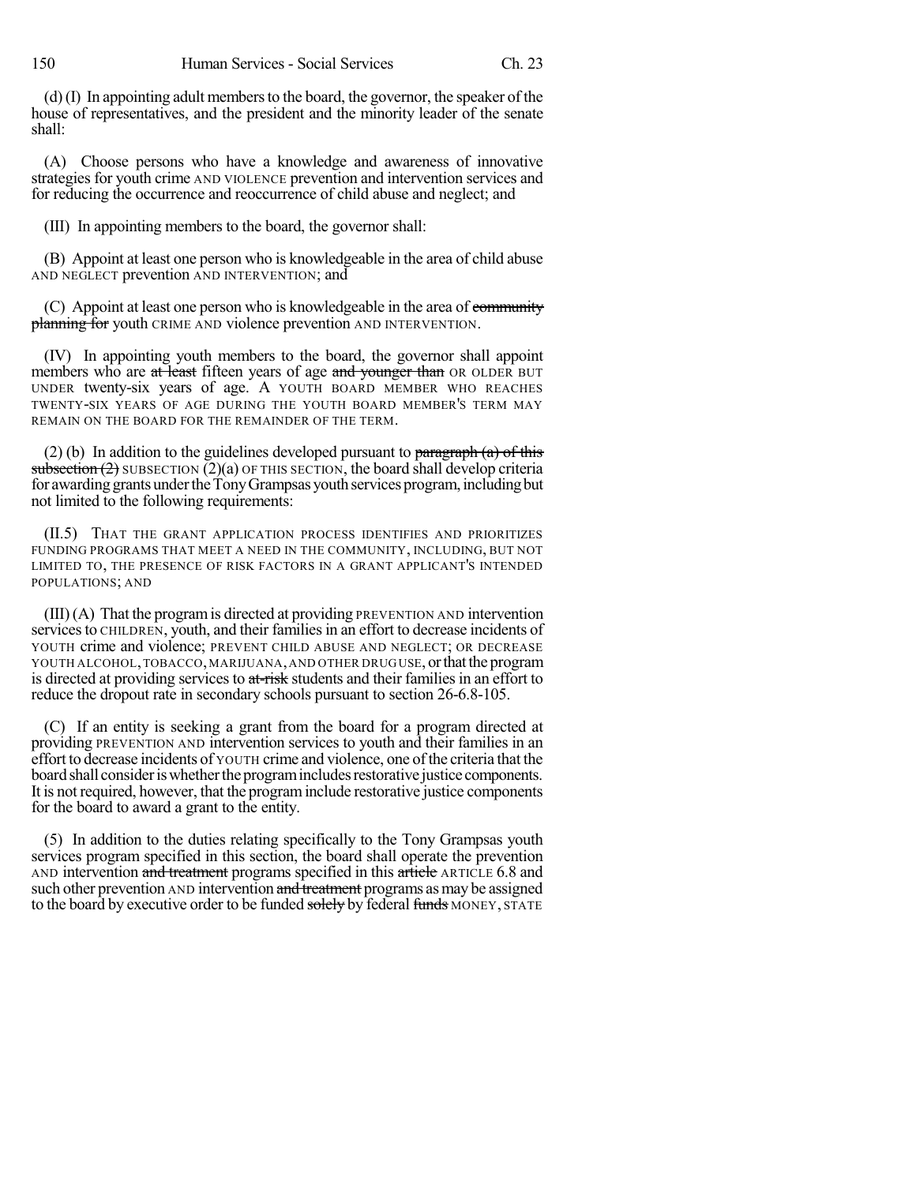(d) (I) In appointing adult members to the board, the governor, the speaker of the house of representatives, and the president and the minority leader of the senate shall:

(A) Choose persons who have a knowledge and awareness of innovative strategies for youth crime AND VIOLENCE prevention and intervention services and for reducing the occurrence and reoccurrence of child abuse and neglect; and

(III) In appointing members to the board, the governor shall:

(B) Appoint at least one person who is knowledgeable in the area of child abuse AND NEGLECT prevention AND INTERVENTION; and

(C) Appoint at least one person who is knowledgeable in the area of ~~community planning for~~ youth CRIME AND violence prevention AND INTERVENTION.

(IV) In appointing youth members to the board, the governor shall appoint members who are ~~at least~~ fifteen years of age ~~and younger than~~ OR OLDER BUT UNDER twenty-six years of age. A YOUTH BOARD MEMBER WHO REACHES TWENTY-SIX YEARS OF AGE DURING THE YOUTH BOARD MEMBER'S TERM MAY REMAIN ON THE BOARD FOR THE REMAINDER OF THE TERM.

(2) (b) In addition to the guidelines developed pursuant to ~~paragraph (a) of this subsection (2)~~ SUBSECTION (2)(a) OF THIS SECTION, the board shall develop criteria for awarding grants under the Tony Grampsas youth services program, including but not limited to the following requirements:

(II.5) THAT THE GRANT APPLICATION PROCESS IDENTIFIES AND PRIORITIZES FUNDING PROGRAMS THAT MEET A NEED IN THE COMMUNITY, INCLUDING, BUT NOT LIMITED TO, THE PRESENCE OF RISK FACTORS IN A GRANT APPLICANT'S INTENDED POPULATIONS; AND

(III) (A) That the program is directed at providing PREVENTION AND intervention services to CHILDREN, youth, and their families in an effort to decrease incidents of YOUTH crime and violence; PREVENT CHILD ABUSE AND NEGLECT; OR DECREASE YOUTH ALCOHOL, TOBACCO, MARIJUANA, AND OTHER DRUG USE, or that the program is directed at providing services to ~~at-risk~~ students and their families in an effort to reduce the dropout rate in secondary schools pursuant to section 26-6.8-105.

(C) If an entity is seeking a grant from the board for a program directed at providing PREVENTION AND intervention services to youth and their families in an effort to decrease incidents of YOUTH crime and violence, one of the criteria that the board shall consider is whether the program includes restorative justice components. It is not required, however, that the program include restorative justice components for the board to award a grant to the entity.

(5) In addition to the duties relating specifically to the Tony Grampsas youth services program specified in this section, the board shall operate the prevention AND intervention ~~and treatment~~ programs specified in this ~~article~~ ARTICLE 6.8 and such other prevention AND intervention ~~and treatment~~ programs as may be assigned to the board by executive order to be funded ~~solely~~ by federal ~~funds~~ MONEY, STATE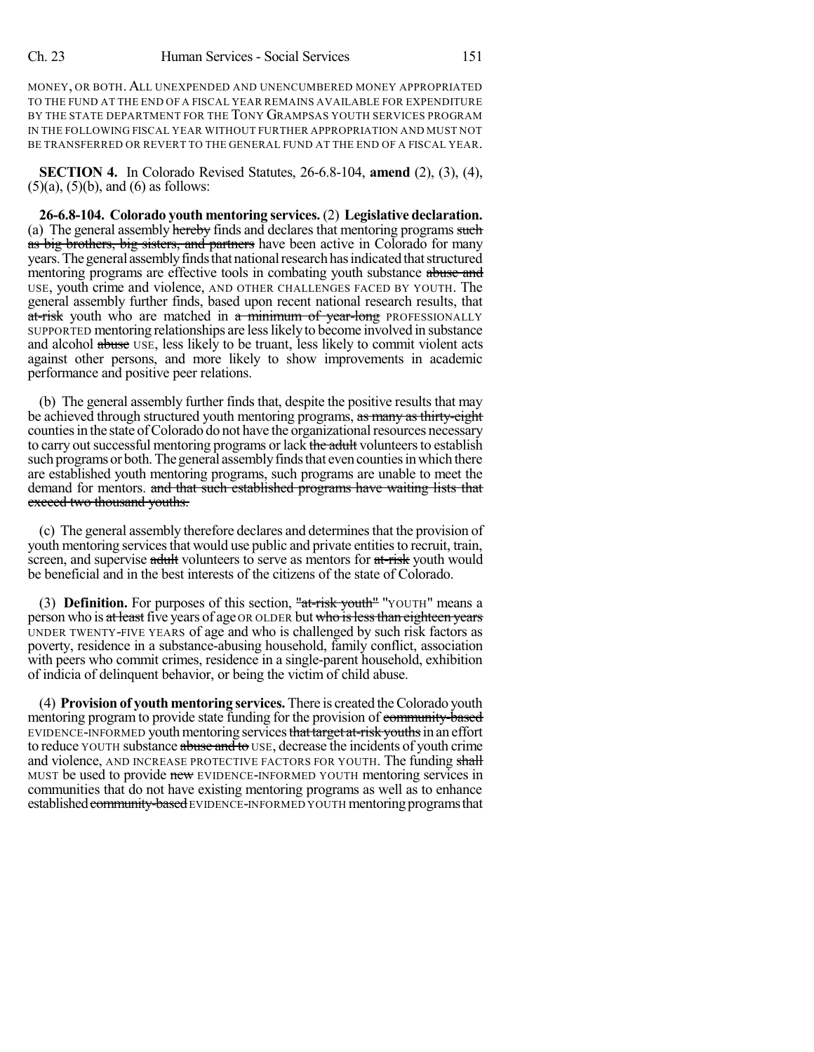MONEY, OR BOTH. ALL UNEXPENDED AND UNENCUMBERED MONEY APPROPRIATED TO THE FUND AT THE END OF A FISCAL YEAR REMAINS AVAILABLE FOR EXPENDITURE BY THE STATE DEPARTMENT FOR THE TONY GRAMPSAS YOUTH SERVICES PROGRAM IN THE FOLLOWING FISCAL YEAR WITHOUT FURTHER APPROPRIATION AND MUST NOT BE TRANSFERRED OR REVERT TO THE GENERAL FUND AT THE END OF A FISCAL YEAR.

**SECTION 4.** In Colorado Revised Statutes, 26-6.8-104, **amend** (2), (3), (4), (5)(a), (5)(b), and (6) as follows:

**26-6.8-104. Colorado youth mentoring services.** (2) **Legislative declaration.** (a) The general assembly ~~hereby~~ finds and declares that mentoring programs ~~such as big brothers, big sisters, and partners~~ have been active in Colorado for many years. The general assembly finds that national research has indicated that structured mentoring programs are effective tools in combating youth substance ~~abuse and~~ USE, youth crime and violence, AND OTHER CHALLENGES FACED BY YOUTH. The general assembly further finds, based upon recent national research results, that ~~at-risk~~ youth who are matched in ~~a minimum of year-long~~ PROFESSIONALLY SUPPORTED mentoring relationships are less likely to become involved in substance and alcohol ~~abuse~~ USE, less likely to be truant, less likely to commit violent acts against other persons, and more likely to show improvements in academic performance and positive peer relations.

(b) The general assembly further finds that, despite the positive results that may be achieved through structured youth mentoring programs, ~~as many as thirty-eight~~ counties in the state of Colorado do not have the organizational resources necessary to carry out successful mentoring programs or lack ~~the adult~~ volunteers to establish such programs or both. The general assembly finds that even counties in which there are established youth mentoring programs, such programs are unable to meet the demand for mentors. ~~and that such established programs have waiting lists that exceed two thousand youths.~~

(c) The general assembly therefore declares and determines that the provision of youth mentoring services that would use public and private entities to recruit, train, screen, and supervise ~~adult~~ volunteers to serve as mentors for ~~at-risk~~ youth would be beneficial and in the best interests of the citizens of the state of Colorado.

(3) **Definition.** For purposes of this section, ~~"at-risk youth"~~ "YOUTH" means a person who is ~~at least~~ five years of age OR OLDER but ~~who is less than eighteen years~~ UNDER TWENTY-FIVE YEARS of age and who is challenged by such risk factors as poverty, residence in a substance-abusing household, family conflict, association with peers who commit crimes, residence in a single-parent household, exhibition of indicia of delinquent behavior, or being the victim of child abuse.

(4) **Provision of youth mentoring services.** There is created the Colorado youth mentoring program to provide state funding for the provision of ~~community-based~~ EVIDENCE-INFORMED youth mentoring services ~~that target at-risk youths~~ in an effort to reduce YOUTH substance ~~abuse and to~~ USE, decrease the incidents of youth crime and violence, AND INCREASE PROTECTIVE FACTORS FOR YOUTH. The funding ~~shall~~ MUST be used to provide ~~new~~ EVIDENCE-INFORMED YOUTH mentoring services in communities that do not have existing mentoring programs as well as to enhance established ~~community-based~~ EVIDENCE-INFORMED YOUTH mentoring programs that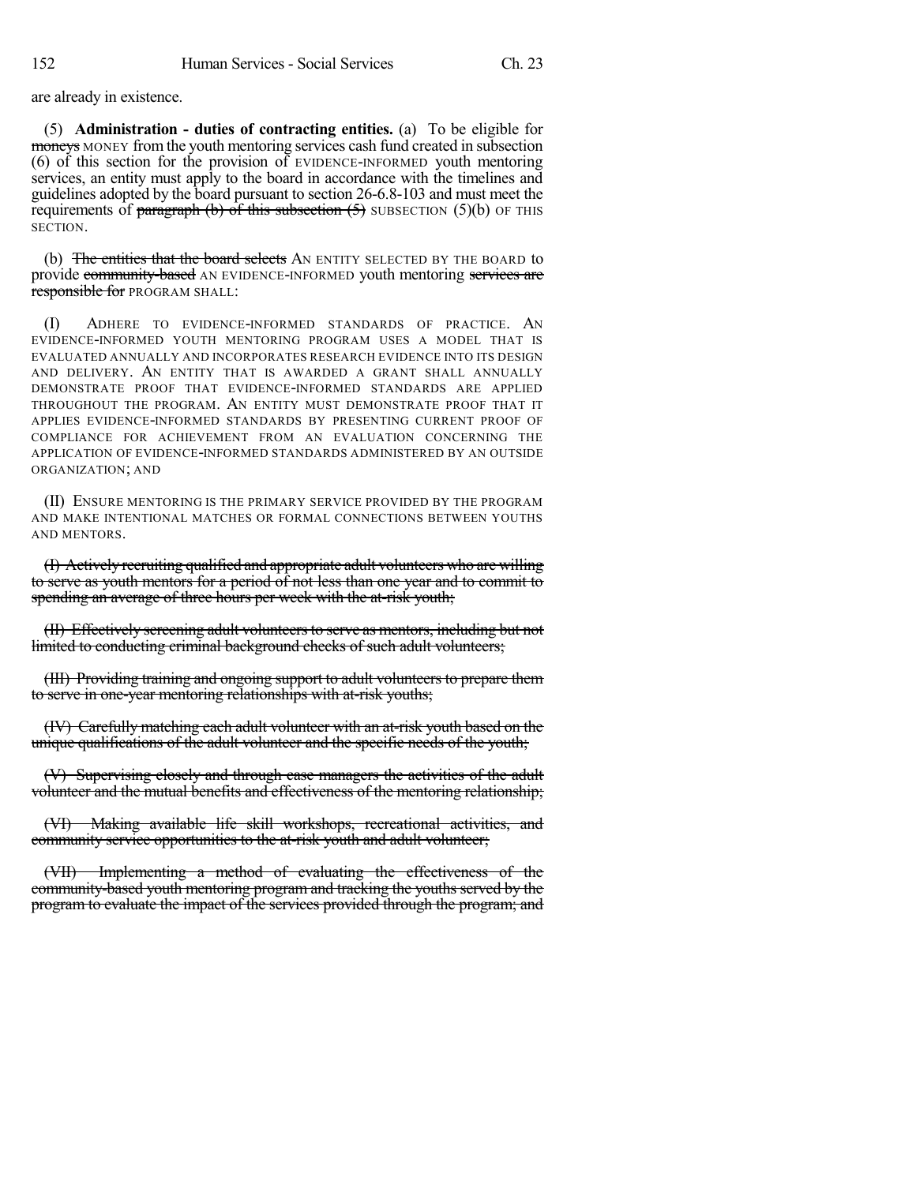are already in existence.

(5) **Administration - duties of contracting entities.** (a) To be eligible for ~~moneys~~ MONEY from the youth mentoring services cash fund created in subsection (6) of this section for the provision of EVIDENCE-INFORMED youth mentoring services, an entity must apply to the board in accordance with the timelines and guidelines adopted by the board pursuant to section 26-6.8-103 and must meet the requirements of ~~paragraph (b) of this subsection (5)~~ SUBSECTION (5)(b) OF THIS SECTION.

(b) ~~The entities that the board selects~~ AN ENTITY SELECTED BY THE BOARD to provide ~~community-based~~ AN EVIDENCE-INFORMED youth mentoring ~~services are responsible for~~ PROGRAM SHALL:

(I) ADHERE TO EVIDENCE-INFORMED STANDARDS OF PRACTICE. AN EVIDENCE-INFORMED YOUTH MENTORING PROGRAM USES A MODEL THAT IS EVALUATED ANNUALLY AND INCORPORATES RESEARCH EVIDENCE INTO ITS DESIGN AND DELIVERY. AN ENTITY THAT IS AWARDED A GRANT SHALL ANNUALLY DEMONSTRATE PROOF THAT EVIDENCE-INFORMED STANDARDS ARE APPLIED THROUGHOUT THE PROGRAM. AN ENTITY MUST DEMONSTRATE PROOF THAT IT APPLIES EVIDENCE-INFORMED STANDARDS BY PRESENTING CURRENT PROOF OF COMPLIANCE FOR ACHIEVEMENT FROM AN EVALUATION CONCERNING THE APPLICATION OF EVIDENCE-INFORMED STANDARDS ADMINISTERED BY AN OUTSIDE ORGANIZATION; AND

(II) ENSURE MENTORING IS THE PRIMARY SERVICE PROVIDED BY THE PROGRAM AND MAKE INTENTIONAL MATCHES OR FORMAL CONNECTIONS BETWEEN YOUTHS AND MENTORS.

~~(I) Actively recruiting qualified and appropriate adult volunteers who are willing to serve as youth mentors for a period of not less than one year and to commit to spending an average of three hours per week with the at-risk youth;~~

~~(II) Effectively screening adult volunteers to serve as mentors, including but not limited to conducting criminal background checks of such adult volunteers;~~

~~(III) Providing training and ongoing support to adult volunteers to prepare them to serve in one-year mentoring relationships with at-risk youths;~~

~~(IV) Carefully matching each adult volunteer with an at-risk youth based on the unique qualifications of the adult volunteer and the specific needs of the youth;~~

~~(V) Supervising closely and through case managers the activities of the adult volunteer and the mutual benefits and effectiveness of the mentoring relationship;~~

~~(VI) Making available life skill workshops, recreational activities, and community service opportunities to the at-risk youth and adult volunteer;~~

~~(VII) Implementing a method of evaluating the effectiveness of the community-based youth mentoring program and tracking the youths served by the program to evaluate the impact of the services provided through the program; and~~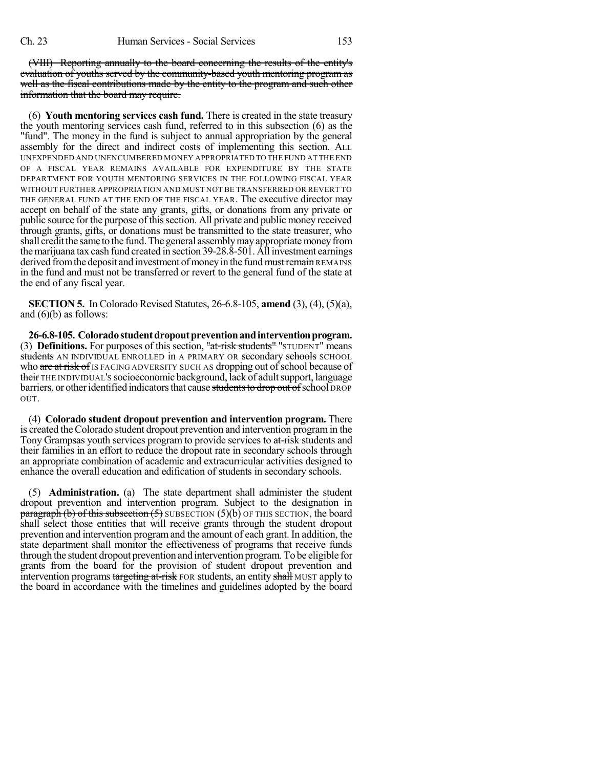(VIII) Reporting annually to the board concerning the results of the entity's evaluation of youths served by the community-based youth mentoring program as well as the fiscal contributions made by the entity to the program and such other information that the board may require.

(6) **Youth mentoring services cash fund.** There is created in the state treasury the youth mentoring services cash fund, referred to in this subsection (6) as the "fund". The money in the fund is subject to annual appropriation by the general assembly for the direct and indirect costs of implementing this section. ALL UNEXPENDED AND UNENCUMBERED MONEY APPROPRIATED TO THE FUND AT THE END OF A FISCAL YEAR REMAINS AVAILABLE FOR EXPENDITURE BY THE STATE DEPARTMENT FOR YOUTH MENTORING SERVICES IN THE FOLLOWING FISCAL YEAR WITHOUT FURTHER APPROPRIATION AND MUST NOT BE TRANSFERRED OR REVERT TO THE GENERAL FUND AT THE END OF THE FISCAL YEAR. The executive director may accept on behalf of the state any grants, gifts, or donations from any private or public source for the purpose of this section. All private and public money received through grants, gifts, or donations must be transmitted to the state treasurer, who shall credit the same to the fund. The general assembly may appropriate money from the marijuana tax cash fund created in section 39-28.8-501. All investment earnings derived from the deposit and investment of money in the fund must remain REMAINS in the fund and must not be transferred or revert to the general fund of the state at the end of any fiscal year.

**SECTION 5.** In Colorado Revised Statutes, 26-6.8-105, **amend** (3), (4), (5)(a), and (6)(b) as follows:

**26-6.8-105. Colorado student dropout prevention and intervention program.** (3) **Definitions.** For purposes of this section, "at-risk students" "STUDENT" means students AN INDIVIDUAL ENROLLED in A PRIMARY OR secondary schools SCHOOL who are at risk of IS FACING ADVERSITY SUCH AS dropping out of school because of their THE INDIVIDUAL'S socioeconomic background, lack of adult support, language barriers, or other identified indicators that cause students to drop out of school DROP OUT.

(4) **Colorado student dropout prevention and intervention program.** There is created the Colorado student dropout prevention and intervention program in the Tony Grampsas youth services program to provide services to at-risk students and their families in an effort to reduce the dropout rate in secondary schools through an appropriate combination of academic and extracurricular activities designed to enhance the overall education and edification of students in secondary schools.

(5) **Administration.** (a) The state department shall administer the student dropout prevention and intervention program. Subject to the designation in paragraph (b) of this subsection (5) SUBSECTION (5)(b) OF THIS SECTION, the board shall select those entities that will receive grants through the student dropout prevention and intervention program and the amount of each grant. In addition, the state department shall monitor the effectiveness of programs that receive funds through the student dropout prevention and intervention program. To be eligible for grants from the board for the provision of student dropout prevention and intervention programs targeting at-risk FOR students, an entity shall MUST apply to the board in accordance with the timelines and guidelines adopted by the board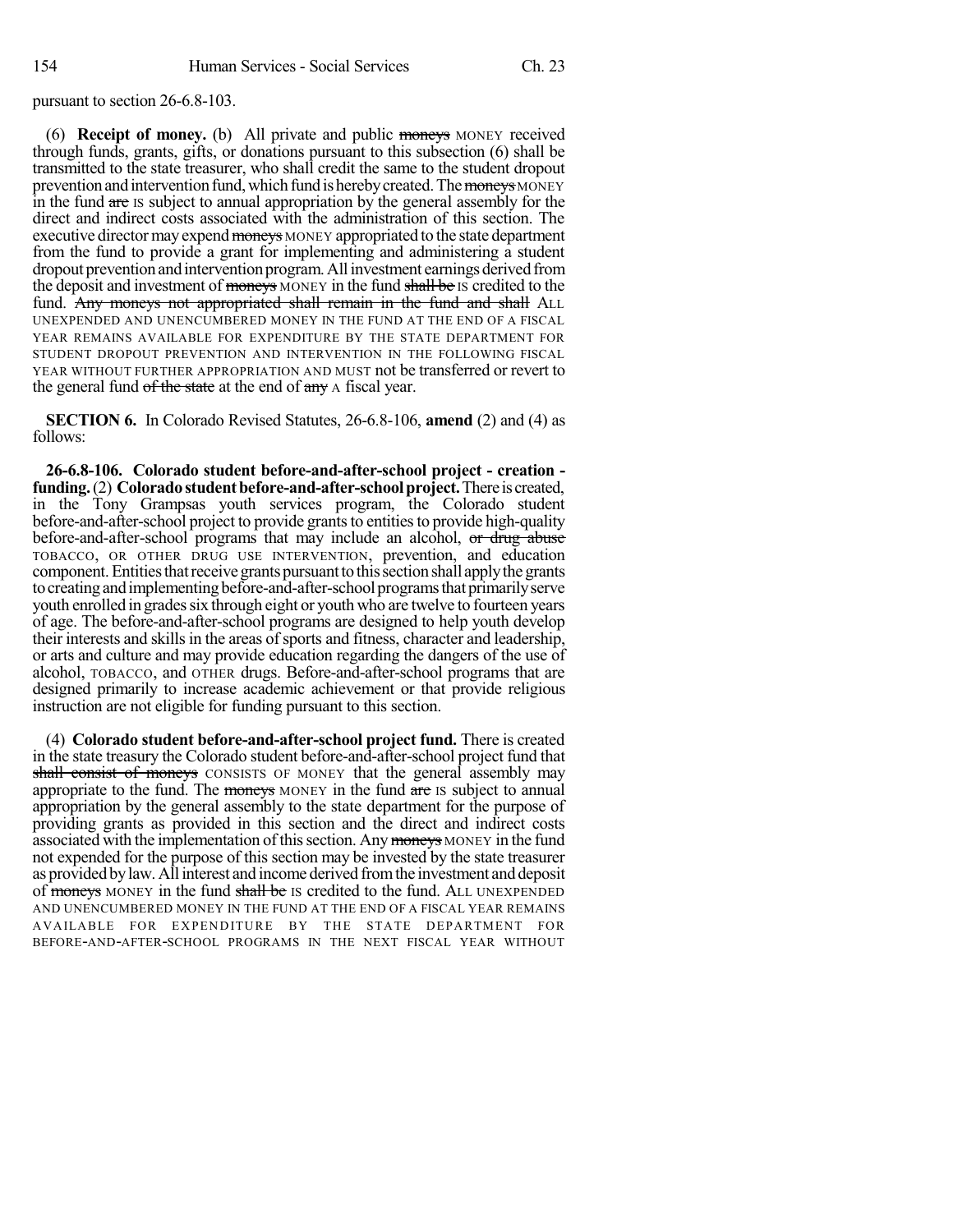pursuant to section 26-6.8-103.

(6) **Receipt of money.** (b) All private and public moneys MONEY received through funds, grants, gifts, or donations pursuant to this subsection (6) shall be transmitted to the state treasurer, who shall credit the same to the student dropout prevention and intervention fund, which fund is hereby created. The moneys MONEY in the fund are IS subject to annual appropriation by the general assembly for the direct and indirect costs associated with the administration of this section. The executive director may expend moneys MONEY appropriated to the state department from the fund to provide a grant for implementing and administering a student dropout prevention and intervention program. All investment earnings derived from the deposit and investment of moneys MONEY in the fund shall be IS credited to the fund. Any moneys not appropriated shall remain in the fund and shall ALL UNEXPENDED AND UNENCUMBERED MONEY IN THE FUND AT THE END OF A FISCAL YEAR REMAINS AVAILABLE FOR EXPENDITURE BY THE STATE DEPARTMENT FOR STUDENT DROPOUT PREVENTION AND INTERVENTION IN THE FOLLOWING FISCAL YEAR WITHOUT FURTHER APPROPRIATION AND MUST not be transferred or revert to the general fund of the state at the end of any A fiscal year.

**SECTION 6.** In Colorado Revised Statutes, 26-6.8-106, **amend** (2) and (4) as follows:

**26-6.8-106. Colorado student before-and-after-school project - creation - funding.** (2) **Colorado student before-and-after-school project.** There is created, in the Tony Grampsas youth services program, the Colorado student before-and-after-school project to provide grants to entities to provide high-quality before-and-after-school programs that may include an alcohol, or drug abuse TOBACCO, OR OTHER DRUG USE INTERVENTION, prevention, and education component. Entities that receive grants pursuant to this section shall apply the grants to creating and implementing before-and-after-school programs that primarily serve youth enrolled in grades six through eight or youth who are twelve to fourteen years of age. The before-and-after-school programs are designed to help youth develop their interests and skills in the areas of sports and fitness, character and leadership, or arts and culture and may provide education regarding the dangers of the use of alcohol, TOBACCO, and OTHER drugs. Before-and-after-school programs that are designed primarily to increase academic achievement or that provide religious instruction are not eligible for funding pursuant to this section.

(4) **Colorado student before-and-after-school project fund.** There is created in the state treasury the Colorado student before-and-after-school project fund that shall consist of moneys CONSISTS OF MONEY that the general assembly may appropriate to the fund. The moneys MONEY in the fund are IS subject to annual appropriation by the general assembly to the state department for the purpose of providing grants as provided in this section and the direct and indirect costs associated with the implementation of this section. Any moneys MONEY in the fund not expended for the purpose of this section may be invested by the state treasurer as provided by law. All interest and income derived from the investment and deposit of moneys MONEY in the fund shall be IS credited to the fund. ALL UNEXPENDED AND UNENCUMBERED MONEY IN THE FUND AT THE END OF A FISCAL YEAR REMAINS AVAILABLE FOR EXPENDITURE BY THE STATE DEPARTMENT FOR BEFORE-AND-AFTER-SCHOOL PROGRAMS IN THE NEXT FISCAL YEAR WITHOUT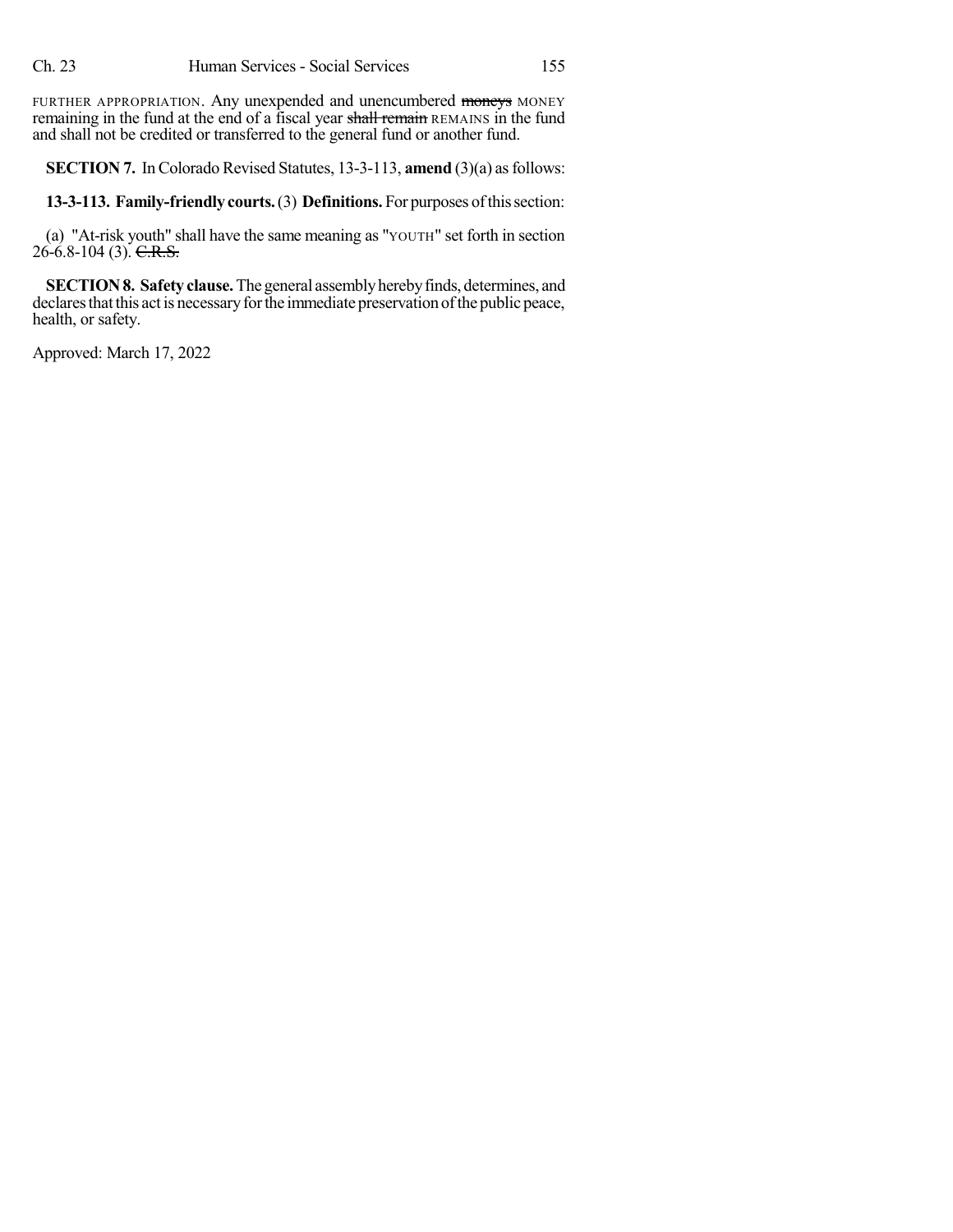FURTHER APPROPRIATION. Any unexpended and unencumbered ~~moneys~~ MONEY remaining in the fund at the end of a fiscal year ~~shall remain~~ REMAINS in the fund and shall not be credited or transferred to the general fund or another fund.

**SECTION 7.** In Colorado Revised Statutes, 13-3-113, **amend** (3)(a) as follows:

**13-3-113. Family-friendly courts.** (3) **Definitions.** For purposes of this section:

(a) "At-risk youth" shall have the same meaning as "YOUTH" set forth in section 26-6.8-104 (3). ~~C.R.S.~~

**SECTION 8. Safety clause.** The general assembly hereby finds, determines, and declares that this act is necessary for the immediate preservation of the public peace, health, or safety.

Approved: March 17, 2022